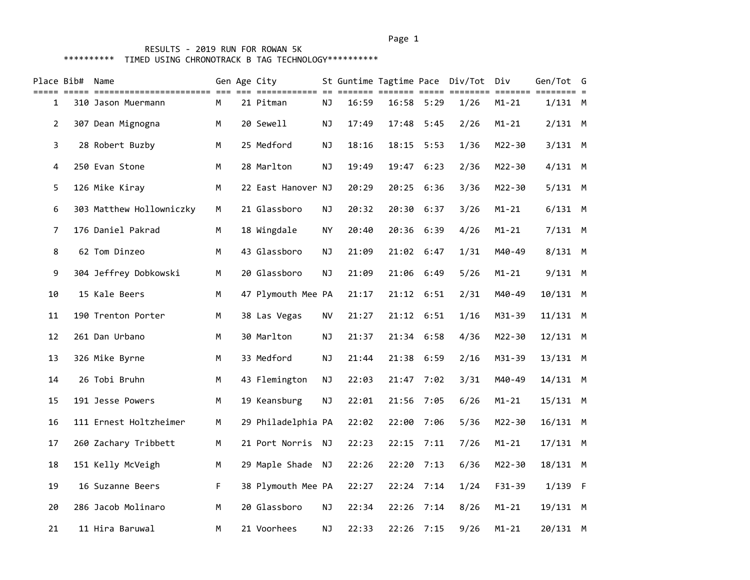RESULTS - 2019 RUN FOR ROWAN 5K

********** TIMED USING CHRONOTRACK B TAG TECHNOLOGY**********

| Place | Bib# | Name | Gen | Age | City | St | Guntime | Tagtime | Pace | Div/Tot | Div | Gen/Tot | G |
|---|---|---|---|---|---|---|---|---|---|---|---|---|---|
| 1 | 310 | Jason Muermann | M | 21 | Pitman | NJ | 16:59 | 16:58 | 5:29 | 1/26 | M1-21 | 1/131 | M |
| 2 | 307 | Dean Mignogna | M | 20 | Sewell | NJ | 17:49 | 17:48 | 5:45 | 2/26 | M1-21 | 2/131 | M |
| 3 | 28 | Robert Buzby | M | 25 | Medford | NJ | 18:16 | 18:15 | 5:53 | 1/36 | M22-30 | 3/131 | M |
| 4 | 250 | Evan Stone | M | 28 | Marlton | NJ | 19:49 | 19:47 | 6:23 | 2/36 | M22-30 | 4/131 | M |
| 5 | 126 | Mike Kiray | M | 22 | East Hanover | NJ | 20:29 | 20:25 | 6:36 | 3/36 | M22-30 | 5/131 | M |
| 6 | 303 | Matthew Hollowniczky | M | 21 | Glassboro | NJ | 20:32 | 20:30 | 6:37 | 3/26 | M1-21 | 6/131 | M |
| 7 | 176 | Daniel Pakrad | M | 18 | Wingdale | NY | 20:40 | 20:36 | 6:39 | 4/26 | M1-21 | 7/131 | M |
| 8 | 62 | Tom Dinzeo | M | 43 | Glassboro | NJ | 21:09 | 21:02 | 6:47 | 1/31 | M40-49 | 8/131 | M |
| 9 | 304 | Jeffrey Dobkowski | M | 20 | Glassboro | NJ | 21:09 | 21:06 | 6:49 | 5/26 | M1-21 | 9/131 | M |
| 10 | 15 | Kale Beers | M | 47 | Plymouth Mee | PA | 21:17 | 21:12 | 6:51 | 2/31 | M40-49 | 10/131 | M |
| 11 | 190 | Trenton Porter | M | 38 | Las Vegas | NV | 21:27 | 21:12 | 6:51 | 1/16 | M31-39 | 11/131 | M |
| 12 | 261 | Dan Urbano | M | 30 | Marlton | NJ | 21:37 | 21:34 | 6:58 | 4/36 | M22-30 | 12/131 | M |
| 13 | 326 | Mike Byrne | M | 33 | Medford | NJ | 21:44 | 21:38 | 6:59 | 2/16 | M31-39 | 13/131 | M |
| 14 | 26 | Tobi Bruhn | M | 43 | Flemington | NJ | 22:03 | 21:47 | 7:02 | 3/31 | M40-49 | 14/131 | M |
| 15 | 191 | Jesse Powers | M | 19 | Keansburg | NJ | 22:01 | 21:56 | 7:05 | 6/26 | M1-21 | 15/131 | M |
| 16 | 111 | Ernest Holtzheimer | M | 29 | Philadelphia | PA | 22:02 | 22:00 | 7:06 | 5/36 | M22-30 | 16/131 | M |
| 17 | 260 | Zachary Tribbett | M | 21 | Port Norris | NJ | 22:23 | 22:15 | 7:11 | 7/26 | M1-21 | 17/131 | M |
| 18 | 151 | Kelly McVeigh | M | 29 | Maple Shade | NJ | 22:26 | 22:20 | 7:13 | 6/36 | M22-30 | 18/131 | M |
| 19 | 16 | Suzanne Beers | F | 38 | Plymouth Mee | PA | 22:27 | 22:24 | 7:14 | 1/24 | F31-39 | 1/139 | F |
| 20 | 286 | Jacob Molinaro | M | 20 | Glassboro | NJ | 22:34 | 22:26 | 7:14 | 8/26 | M1-21 | 19/131 | M |
| 21 | 11 | Hira Baruwal | M | 21 | Voorhees | NJ | 22:33 | 22:26 | 7:15 | 9/26 | M1-21 | 20/131 | M |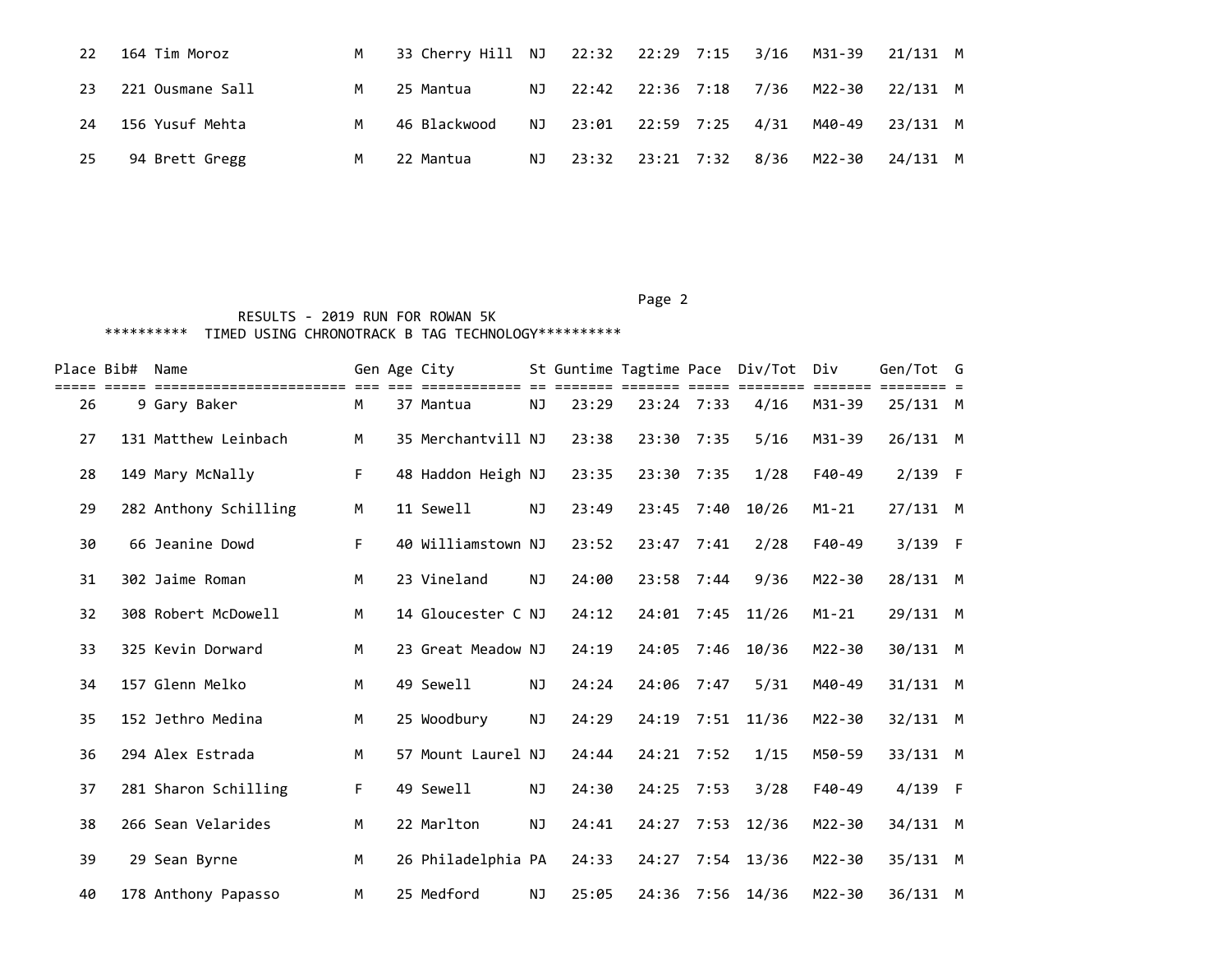| Place | Bib# | Name | Gen | Age | City | St | Guntime | Tagtime | Pace | Div/Tot | Div | Gen/Tot | G |
|---|---|---|---|---|---|---|---|---|---|---|---|---|---|
| 22 | 164 | Tim Moroz | M | 33 | Cherry Hill | NJ | 22:32 | 22:29 | 7:15 | 3/16 | M31-39 | 21/131 | M |
| 23 | 221 | Ousmane Sall | M | 25 | Mantua | NJ | 22:42 | 22:36 | 7:18 | 7/36 | M22-30 | 22/131 | M |
| 24 | 156 | Yusuf Mehta | M | 46 | Blackwood | NJ | 23:01 | 22:59 | 7:25 | 4/31 | M40-49 | 23/131 | M |
| 25 | 94 | Brett Gregg | M | 22 | Mantua | NJ | 23:32 | 23:21 | 7:32 | 8/36 | M22-30 | 24/131 | M |

RESULTS - 2019 RUN FOR ROWAN 5K

********** TIMED USING CHRONOTRACK B TAG TECHNOLOGY**********

| Place | Bib# | Name | Gen | Age | City | St | Guntime | Tagtime | Pace | Div/Tot | Div | Gen/Tot | G |
|---|---|---|---|---|---|---|---|---|---|---|---|---|---|
| 26 | 9 | Gary Baker | M | 37 | Mantua | NJ | 23:29 | 23:24 | 7:33 | 4/16 | M31-39 | 25/131 | M |
| 27 | 131 | Matthew Leinbach | M | 35 | Merchantvill | NJ | 23:38 | 23:30 | 7:35 | 5/16 | M31-39 | 26/131 | M |
| 28 | 149 | Mary McNally | F | 48 | Haddon Heigh | NJ | 23:35 | 23:30 | 7:35 | 1/28 | F40-49 | 2/139 | F |
| 29 | 282 | Anthony Schilling | M | 11 | Sewell | NJ | 23:49 | 23:45 | 7:40 | 10/26 | M1-21 | 27/131 | M |
| 30 | 66 | Jeanine Dowd | F | 40 | Williamstown | NJ | 23:52 | 23:47 | 7:41 | 2/28 | F40-49 | 3/139 | F |
| 31 | 302 | Jaime Roman | M | 23 | Vineland | NJ | 24:00 | 23:58 | 7:44 | 9/36 | M22-30 | 28/131 | M |
| 32 | 308 | Robert McDowell | M | 14 | Gloucester C | NJ | 24:12 | 24:01 | 7:45 | 11/26 | M1-21 | 29/131 | M |
| 33 | 325 | Kevin Dorward | M | 23 | Great Meadow | NJ | 24:19 | 24:05 | 7:46 | 10/36 | M22-30 | 30/131 | M |
| 34 | 157 | Glenn Melko | M | 49 | Sewell | NJ | 24:24 | 24:06 | 7:47 | 5/31 | M40-49 | 31/131 | M |
| 35 | 152 | Jethro Medina | M | 25 | Woodbury | NJ | 24:29 | 24:19 | 7:51 | 11/36 | M22-30 | 32/131 | M |
| 36 | 294 | Alex Estrada | M | 57 | Mount Laurel | NJ | 24:44 | 24:21 | 7:52 | 1/15 | M50-59 | 33/131 | M |
| 37 | 281 | Sharon Schilling | F | 49 | Sewell | NJ | 24:30 | 24:25 | 7:53 | 3/28 | F40-49 | 4/139 | F |
| 38 | 266 | Sean Velarides | M | 22 | Marlton | NJ | 24:41 | 24:27 | 7:53 | 12/36 | M22-30 | 34/131 | M |
| 39 | 29 | Sean Byrne | M | 26 | Philadelphia | PA | 24:33 | 24:27 | 7:54 | 13/36 | M22-30 | 35/131 | M |
| 40 | 178 | Anthony Papasso | M | 25 | Medford | NJ | 25:05 | 24:36 | 7:56 | 14/36 | M22-30 | 36/131 | M |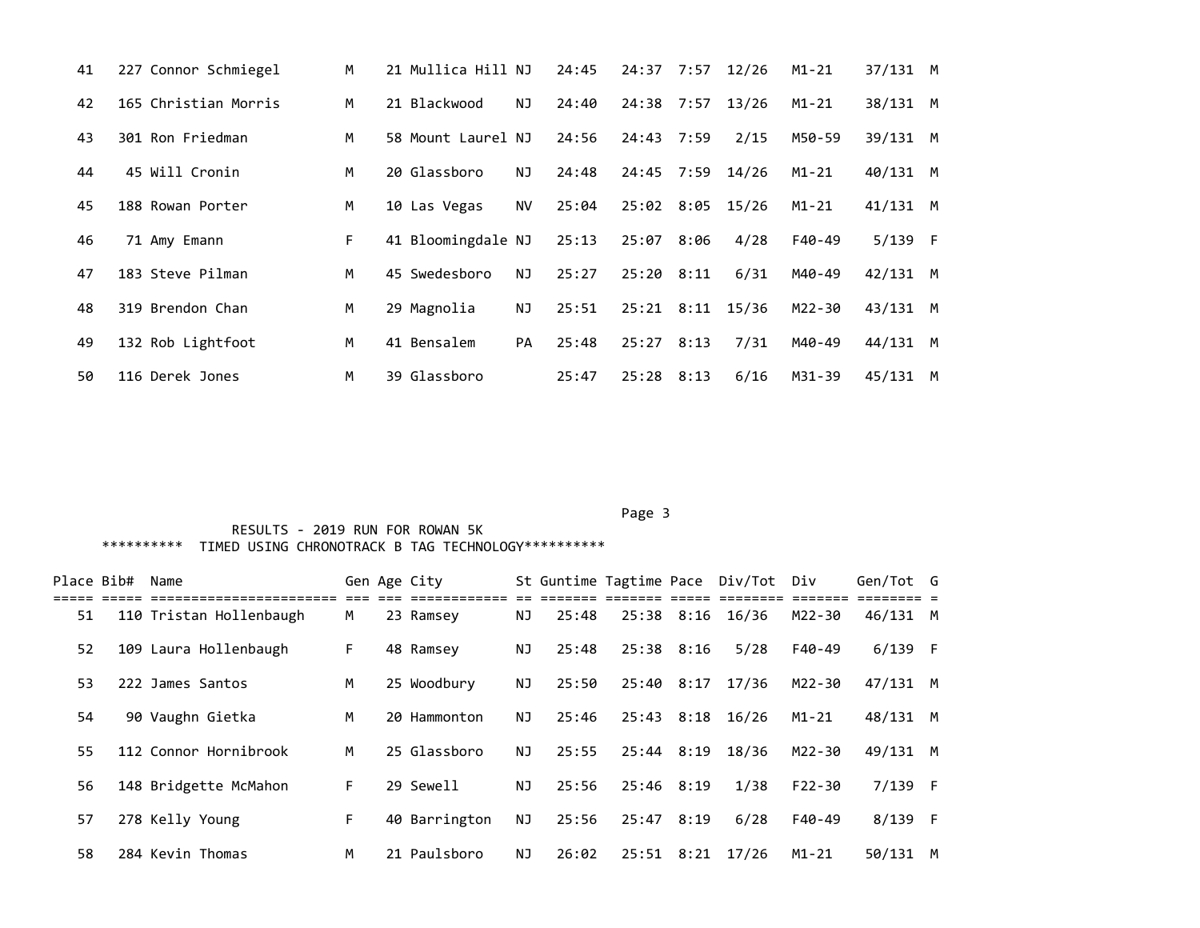| Place | Bib# | Name | Gen | Age | City | St | Guntime | Tagtime | Pace | Div/Tot | Div | Gen/Tot | G |
|---|---|---|---|---|---|---|---|---|---|---|---|---|---|
| 41 | 227 | Connor Schmiegel | M | 21 | Mullica Hill | NJ | 24:45 | 24:37 | 7:57 | 12/26 | M1-21 | 37/131 | M |
| 42 | 165 | Christian Morris | M | 21 | Blackwood | NJ | 24:40 | 24:38 | 7:57 | 13/26 | M1-21 | 38/131 | M |
| 43 | 301 | Ron Friedman | M | 58 | Mount Laurel | NJ | 24:56 | 24:43 | 7:59 | 2/15 | M50-59 | 39/131 | M |
| 44 | 45 | Will Cronin | M | 20 | Glassboro | NJ | 24:48 | 24:45 | 7:59 | 14/26 | M1-21 | 40/131 | M |
| 45 | 188 | Rowan Porter | M | 10 | Las Vegas | NV | 25:04 | 25:02 | 8:05 | 15/26 | M1-21 | 41/131 | M |
| 46 | 71 | Amy Emann | F | 41 | Bloomingdale | NJ | 25:13 | 25:07 | 8:06 | 4/28 | F40-49 | 5/139 | F |
| 47 | 183 | Steve Pilman | M | 45 | Swedesboro | NJ | 25:27 | 25:20 | 8:11 | 6/31 | M40-49 | 42/131 | M |
| 48 | 319 | Brendon Chan | M | 29 | Magnolia | NJ | 25:51 | 25:21 | 8:11 | 15/36 | M22-30 | 43/131 | M |
| 49 | 132 | Rob Lightfoot | M | 41 | Bensalem | PA | 25:48 | 25:27 | 8:13 | 7/31 | M40-49 | 44/131 | M |
| 50 | 116 | Derek Jones | M | 39 | Glassboro | | 25:47 | 25:28 | 8:13 | 6/16 | M31-39 | 45/131 | M |

RESULTS - 2019 RUN FOR ROWAN 5K

********** TIMED USING CHRONOTRACK B TAG TECHNOLOGY**********

| Place | Bib# | Name | Gen | Age | City | St | Guntime | Tagtime | Pace | Div/Tot | Div | Gen/Tot | G |
|---|---|---|---|---|---|---|---|---|---|---|---|---|---|
| 51 | 110 | Tristan Hollenbaugh | M | 23 | Ramsey | NJ | 25:48 | 25:38 | 8:16 | 16/36 | M22-30 | 46/131 | M |
| 52 | 109 | Laura Hollenbaugh | F | 48 | Ramsey | NJ | 25:48 | 25:38 | 8:16 | 5/28 | F40-49 | 6/139 | F |
| 53 | 222 | James Santos | M | 25 | Woodbury | NJ | 25:50 | 25:40 | 8:17 | 17/36 | M22-30 | 47/131 | M |
| 54 | 90 | Vaughn Gietka | M | 20 | Hammonton | NJ | 25:46 | 25:43 | 8:18 | 16/26 | M1-21 | 48/131 | M |
| 55 | 112 | Connor Hornibrook | M | 25 | Glassboro | NJ | 25:55 | 25:44 | 8:19 | 18/36 | M22-30 | 49/131 | M |
| 56 | 148 | Bridgette McMahon | F | 29 | Sewell | NJ | 25:56 | 25:46 | 8:19 | 1/38 | F22-30 | 7/139 | F |
| 57 | 278 | Kelly Young | F | 40 | Barrington | NJ | 25:56 | 25:47 | 8:19 | 6/28 | F40-49 | 8/139 | F |
| 58 | 284 | Kevin Thomas | M | 21 | Paulsboro | NJ | 26:02 | 25:51 | 8:21 | 17/26 | M1-21 | 50/131 | M |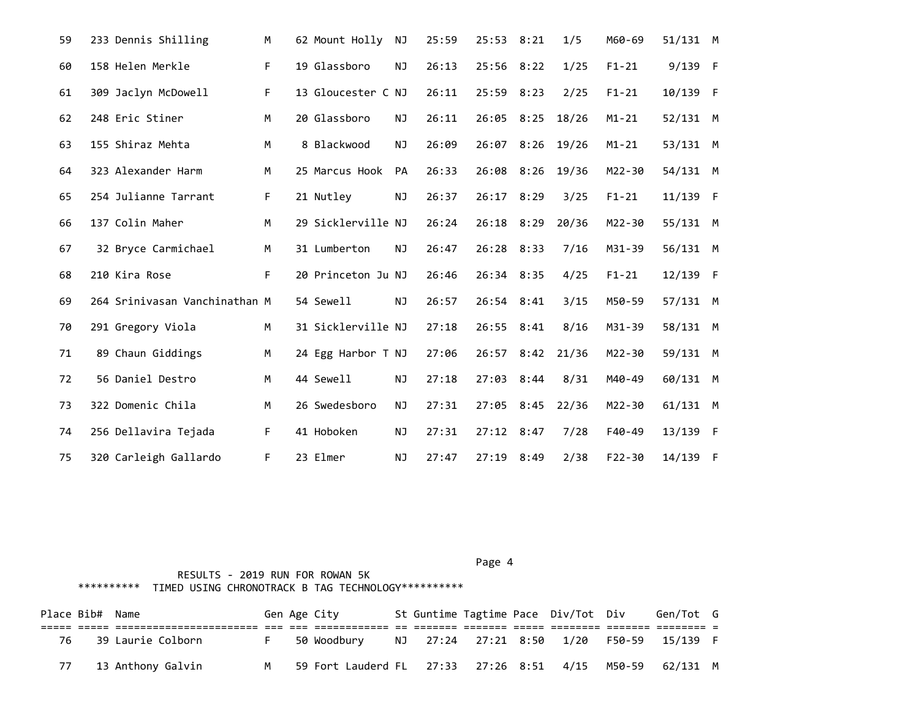| Place | Bib# | Name | Gen | Age | City | St | Guntime | Tagtime | Pace | Div/Tot | Div | Gen/Tot | G |
|---|---|---|---|---|---|---|---|---|---|---|---|---|---|
| 59 | 233 | Dennis Shilling | M | 62 | Mount Holly | NJ | 25:59 | 25:53 | 8:21 | 1/5 | M60-69 | 51/131 | M |
| 60 | 158 | Helen Merkle | F | 19 | Glassboro | NJ | 26:13 | 25:56 | 8:22 | 1/25 | F1-21 | 9/139 | F |
| 61 | 309 | Jaclyn McDowell | F | 13 | Gloucester C | NJ | 26:11 | 25:59 | 8:23 | 2/25 | F1-21 | 10/139 | F |
| 62 | 248 | Eric Stiner | M | 20 | Glassboro | NJ | 26:11 | 26:05 | 8:25 | 18/26 | M1-21 | 52/131 | M |
| 63 | 155 | Shiraz Mehta | M | 8 | Blackwood | NJ | 26:09 | 26:07 | 8:26 | 19/26 | M1-21 | 53/131 | M |
| 64 | 323 | Alexander Harm | M | 25 | Marcus Hook | PA | 26:33 | 26:08 | 8:26 | 19/36 | M22-30 | 54/131 | M |
| 65 | 254 | Julianne Tarrant | F | 21 | Nutley | NJ | 26:37 | 26:17 | 8:29 | 3/25 | F1-21 | 11/139 | F |
| 66 | 137 | Colin Maher | M | 29 | Sicklerville | NJ | 26:24 | 26:18 | 8:29 | 20/36 | M22-30 | 55/131 | M |
| 67 | 32 | Bryce Carmichael | M | 31 | Lumberton | NJ | 26:47 | 26:28 | 8:33 | 7/16 | M31-39 | 56/131 | M |
| 68 | 210 | Kira Rose | F | 20 | Princeton Ju | NJ | 26:46 | 26:34 | 8:35 | 4/25 | F1-21 | 12/139 | F |
| 69 | 264 | Srinivasan Vanchinathan | M | 54 | Sewell | NJ | 26:57 | 26:54 | 8:41 | 3/15 | M50-59 | 57/131 | M |
| 70 | 291 | Gregory Viola | M | 31 | Sicklerville | NJ | 27:18 | 26:55 | 8:41 | 8/16 | M31-39 | 58/131 | M |
| 71 | 89 | Chaun Giddings | M | 24 | Egg Harbor T | NJ | 27:06 | 26:57 | 8:42 | 21/36 | M22-30 | 59/131 | M |
| 72 | 56 | Daniel Destro | M | 44 | Sewell | NJ | 27:18 | 27:03 | 8:44 | 8/31 | M40-49 | 60/131 | M |
| 73 | 322 | Domenic Chila | M | 26 | Swedesboro | NJ | 27:31 | 27:05 | 8:45 | 22/36 | M22-30 | 61/131 | M |
| 74 | 256 | Dellavira Tejada | F | 41 | Hoboken | NJ | 27:31 | 27:12 | 8:47 | 7/28 | F40-49 | 13/139 | F |
| 75 | 320 | Carleigh Gallardo | F | 23 | Elmer | NJ | 27:47 | 27:19 | 8:49 | 2/38 | F22-30 | 14/139 | F |

RESULTS - 2019 RUN FOR ROWAN 5K

********** TIMED USING CHRONOTRACK B TAG TECHNOLOGY**********

| Place | Bib# | Name | Gen | Age | City | St | Guntime | Tagtime | Pace | Div/Tot | Div | Gen/Tot | G |
|---|---|---|---|---|---|---|---|---|---|---|---|---|---|
| 76 | 39 | Laurie Colborn | F | 50 | Woodbury | NJ | 27:24 | 27:21 | 8:50 | 1/20 | F50-59 | 15/139 | F |
| 77 | 13 | Anthony Galvin | M | 59 | Fort Lauderd | FL | 27:33 | 27:26 | 8:51 | 4/15 | M50-59 | 62/131 | M |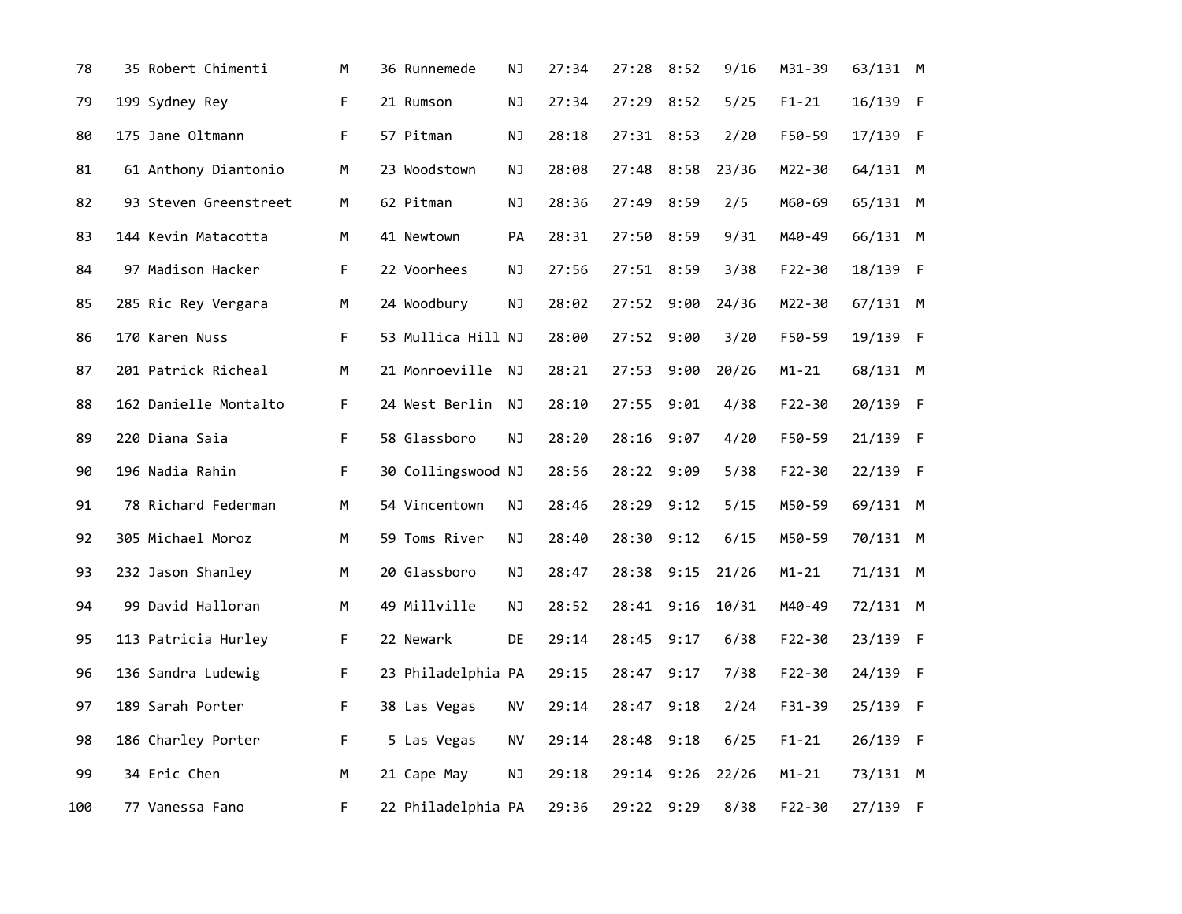| | | | | | | | | | | | | | |
|---|---|---|---|---|---|---|---|---|---|---|---|---|---|
| 78 | 35 | Robert Chimenti | M | 36 | Runnemede | NJ | 27:34 | 27:28 | 8:52 | 9/16 | M31-39 | 63/131 | M |
| 79 | 199 | Sydney Rey | F | 21 | Rumson | NJ | 27:34 | 27:29 | 8:52 | 5/25 | F1-21 | 16/139 | F |
| 80 | 175 | Jane Oltmann | F | 57 | Pitman | NJ | 28:18 | 27:31 | 8:53 | 2/20 | F50-59 | 17/139 | F |
| 81 | 61 | Anthony Diantonio | M | 23 | Woodstown | NJ | 28:08 | 27:48 | 8:58 | 23/36 | M22-30 | 64/131 | M |
| 82 | 93 | Steven Greenstreet | M | 62 | Pitman | NJ | 28:36 | 27:49 | 8:59 | 2/5 | M60-69 | 65/131 | M |
| 83 | 144 | Kevin Matacotta | M | 41 | Newtown | PA | 28:31 | 27:50 | 8:59 | 9/31 | M40-49 | 66/131 | M |
| 84 | 97 | Madison Hacker | F | 22 | Voorhees | NJ | 27:56 | 27:51 | 8:59 | 3/38 | F22-30 | 18/139 | F |
| 85 | 285 | Ric Rey Vergara | M | 24 | Woodbury | NJ | 28:02 | 27:52 | 9:00 | 24/36 | M22-30 | 67/131 | M |
| 86 | 170 | Karen Nuss | F | 53 | Mullica Hill | NJ | 28:00 | 27:52 | 9:00 | 3/20 | F50-59 | 19/139 | F |
| 87 | 201 | Patrick Richeal | M | 21 | Monroeville | NJ | 28:21 | 27:53 | 9:00 | 20/26 | M1-21 | 68/131 | M |
| 88 | 162 | Danielle Montalto | F | 24 | West Berlin | NJ | 28:10 | 27:55 | 9:01 | 4/38 | F22-30 | 20/139 | F |
| 89 | 220 | Diana Saia | F | 58 | Glassboro | NJ | 28:20 | 28:16 | 9:07 | 4/20 | F50-59 | 21/139 | F |
| 90 | 196 | Nadia Rahin | F | 30 | Collingswood | NJ | 28:56 | 28:22 | 9:09 | 5/38 | F22-30 | 22/139 | F |
| 91 | 78 | Richard Federman | M | 54 | Vincentown | NJ | 28:46 | 28:29 | 9:12 | 5/15 | M50-59 | 69/131 | M |
| 92 | 305 | Michael Moroz | M | 59 | Toms River | NJ | 28:40 | 28:30 | 9:12 | 6/15 | M50-59 | 70/131 | M |
| 93 | 232 | Jason Shanley | M | 20 | Glassboro | NJ | 28:47 | 28:38 | 9:15 | 21/26 | M1-21 | 71/131 | M |
| 94 | 99 | David Halloran | M | 49 | Millville | NJ | 28:52 | 28:41 | 9:16 | 10/31 | M40-49 | 72/131 | M |
| 95 | 113 | Patricia Hurley | F | 22 | Newark | DE | 29:14 | 28:45 | 9:17 | 6/38 | F22-30 | 23/139 | F |
| 96 | 136 | Sandra Ludewig | F | 23 | Philadelphia | PA | 29:15 | 28:47 | 9:17 | 7/38 | F22-30 | 24/139 | F |
| 97 | 189 | Sarah Porter | F | 38 | Las Vegas | NV | 29:14 | 28:47 | 9:18 | 2/24 | F31-39 | 25/139 | F |
| 98 | 186 | Charley Porter | F | 5 | Las Vegas | NV | 29:14 | 28:48 | 9:18 | 6/25 | F1-21 | 26/139 | F |
| 99 | 34 | Eric Chen | M | 21 | Cape May | NJ | 29:18 | 29:14 | 9:26 | 22/26 | M1-21 | 73/131 | M |
| 100 | 77 | Vanessa Fano | F | 22 | Philadelphia | PA | 29:36 | 29:22 | 9:29 | 8/38 | F22-30 | 27/139 | F |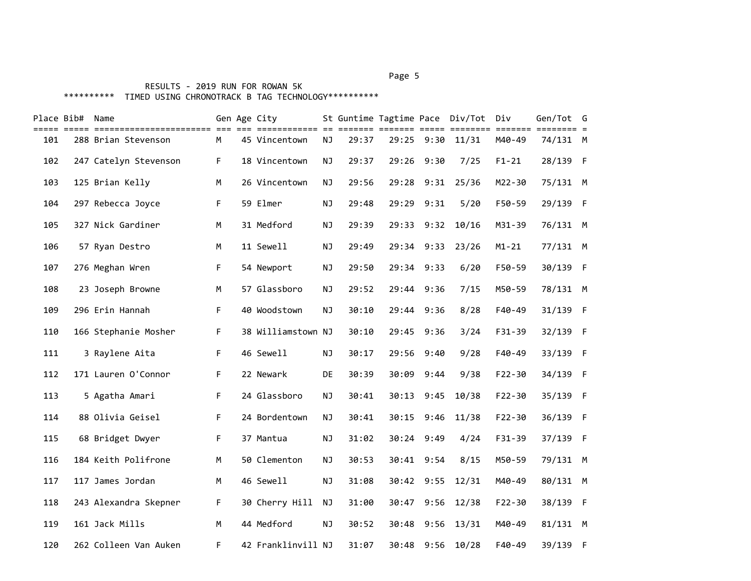RESULTS - 2019 RUN FOR ROWAN 5K

********** TIMED USING CHRONOTRACK B TAG TECHNOLOGY**********

| Place | Bib# | Name | Gen | Age | City | St | Guntime | Tagtime | Pace | Div/Tot | Div | Gen/Tot | G |
|---|---|---|---|---|---|---|---|---|---|---|---|---|---|
| 101 | 288 | Brian Stevenson | M | 45 | Vincentown | NJ | 29:37 | 29:25 | 9:30 | 11/31 | M40-49 | 74/131 | M |
| 102 | 247 | Catelyn Stevenson | F | 18 | Vincentown | NJ | 29:37 | 29:26 | 9:30 | 7/25 | F1-21 | 28/139 | F |
| 103 | 125 | Brian Kelly | M | 26 | Vincentown | NJ | 29:56 | 29:28 | 9:31 | 25/36 | M22-30 | 75/131 | M |
| 104 | 297 | Rebecca Joyce | F | 59 | Elmer | NJ | 29:48 | 29:29 | 9:31 | 5/20 | F50-59 | 29/139 | F |
| 105 | 327 | Nick Gardiner | M | 31 | Medford | NJ | 29:39 | 29:33 | 9:32 | 10/16 | M31-39 | 76/131 | M |
| 106 | 57 | Ryan Destro | M | 11 | Sewell | NJ | 29:49 | 29:34 | 9:33 | 23/26 | M1-21 | 77/131 | M |
| 107 | 276 | Meghan Wren | F | 54 | Newport | NJ | 29:50 | 29:34 | 9:33 | 6/20 | F50-59 | 30/139 | F |
| 108 | 23 | Joseph Browne | M | 57 | Glassboro | NJ | 29:52 | 29:44 | 9:36 | 7/15 | M50-59 | 78/131 | M |
| 109 | 296 | Erin Hannah | F | 40 | Woodstown | NJ | 30:10 | 29:44 | 9:36 | 8/28 | F40-49 | 31/139 | F |
| 110 | 166 | Stephanie Mosher | F | 38 | Williamstown | NJ | 30:10 | 29:45 | 9:36 | 3/24 | F31-39 | 32/139 | F |
| 111 | 3 | Raylene Aita | F | 46 | Sewell | NJ | 30:17 | 29:56 | 9:40 | 9/28 | F40-49 | 33/139 | F |
| 112 | 171 | Lauren O'Connor | F | 22 | Newark | DE | 30:39 | 30:09 | 9:44 | 9/38 | F22-30 | 34/139 | F |
| 113 | 5 | Agatha Amari | F | 24 | Glassboro | NJ | 30:41 | 30:13 | 9:45 | 10/38 | F22-30 | 35/139 | F |
| 114 | 88 | Olivia Geisel | F | 24 | Bordentown | NJ | 30:41 | 30:15 | 9:46 | 11/38 | F22-30 | 36/139 | F |
| 115 | 68 | Bridget Dwyer | F | 37 | Mantua | NJ | 31:02 | 30:24 | 9:49 | 4/24 | F31-39 | 37/139 | F |
| 116 | 184 | Keith Polifrone | M | 50 | Clementon | NJ | 30:53 | 30:41 | 9:54 | 8/15 | M50-59 | 79/131 | M |
| 117 | 117 | James Jordan | M | 46 | Sewell | NJ | 31:08 | 30:42 | 9:55 | 12/31 | M40-49 | 80/131 | M |
| 118 | 243 | Alexandra Skepner | F | 30 | Cherry Hill | NJ | 31:00 | 30:47 | 9:56 | 12/38 | F22-30 | 38/139 | F |
| 119 | 161 | Jack Mills | M | 44 | Medford | NJ | 30:52 | 30:48 | 9:56 | 13/31 | M40-49 | 81/131 | M |
| 120 | 262 | Colleen Van Auken | F | 42 | Franklinvill | NJ | 31:07 | 30:48 | 9:56 | 10/28 | F40-49 | 39/139 | F |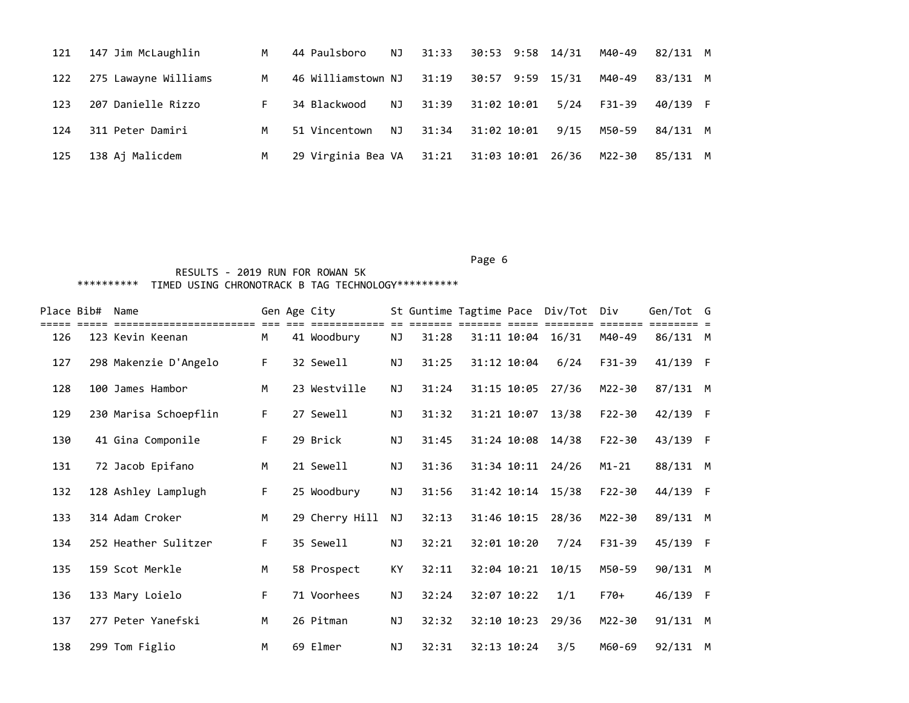| Place | Bib# | Name | Gen | Age | City | St | Guntime | Tagtime | Pace | Div/Tot | Div | Gen/Tot | G |
|---|---|---|---|---|---|---|---|---|---|---|---|---|---|
| 121 | 147 | Jim McLaughlin | M | 44 | Paulsboro | NJ | 31:33 | 30:53 | 9:58 | 14/31 | M40-49 | 82/131 | M |
| 122 | 275 | Lawayne Williams | M | 46 | Williamstown | NJ | 31:19 | 30:57 | 9:59 | 15/31 | M40-49 | 83/131 | M |
| 123 | 207 | Danielle Rizzo | F | 34 | Blackwood | NJ | 31:39 | 31:02 | 10:01 | 5/24 | F31-39 | 40/139 | F |
| 124 | 311 | Peter Damiri | M | 51 | Vincentown | NJ | 31:34 | 31:02 | 10:01 | 9/15 | M50-59 | 84/131 | M |
| 125 | 138 | Aj Malicdem | M | 29 | Virginia Bea | VA | 31:21 | 31:03 | 10:01 | 26/36 | M22-30 | 85/131 | M |

RESULTS - 2019 RUN FOR ROWAN 5K

********** TIMED USING CHRONOTRACK B TAG TECHNOLOGY**********

| Place | Bib# | Name | Gen | Age | City | St | Guntime | Tagtime | Pace | Div/Tot | Div | Gen/Tot | G |
|---|---|---|---|---|---|---|---|---|---|---|---|---|---|
| 126 | 123 | Kevin Keenan | M | 41 | Woodbury | NJ | 31:28 | 31:11 | 10:04 | 16/31 | M40-49 | 86/131 | M |
| 127 | 298 | Makenzie D'Angelo | F | 32 | Sewell | NJ | 31:25 | 31:12 | 10:04 | 6/24 | F31-39 | 41/139 | F |
| 128 | 100 | James Hambor | M | 23 | Westville | NJ | 31:24 | 31:15 | 10:05 | 27/36 | M22-30 | 87/131 | M |
| 129 | 230 | Marisa Schoepflin | F | 27 | Sewell | NJ | 31:32 | 31:21 | 10:07 | 13/38 | F22-30 | 42/139 | F |
| 130 | 41 | Gina Componile | F | 29 | Brick | NJ | 31:45 | 31:24 | 10:08 | 14/38 | F22-30 | 43/139 | F |
| 131 | 72 | Jacob Epifano | M | 21 | Sewell | NJ | 31:36 | 31:34 | 10:11 | 24/26 | M1-21 | 88/131 | M |
| 132 | 128 | Ashley Lamplugh | F | 25 | Woodbury | NJ | 31:56 | 31:42 | 10:14 | 15/38 | F22-30 | 44/139 | F |
| 133 | 314 | Adam Croker | M | 29 | Cherry Hill | NJ | 32:13 | 31:46 | 10:15 | 28/36 | M22-30 | 89/131 | M |
| 134 | 252 | Heather Sulitzer | F | 35 | Sewell | NJ | 32:21 | 32:01 | 10:20 | 7/24 | F31-39 | 45/139 | F |
| 135 | 159 | Scot Merkle | M | 58 | Prospect | KY | 32:11 | 32:04 | 10:21 | 10/15 | M50-59 | 90/131 | M |
| 136 | 133 | Mary Loielo | F | 71 | Voorhees | NJ | 32:24 | 32:07 | 10:22 | 1/1 | F70+ | 46/139 | F |
| 137 | 277 | Peter Yanefski | M | 26 | Pitman | NJ | 32:32 | 32:10 | 10:23 | 29/36 | M22-30 | 91/131 | M |
| 138 | 299 | Tom Figlio | M | 69 | Elmer | NJ | 32:31 | 32:13 | 10:24 | 3/5 | M60-69 | 92/131 | M |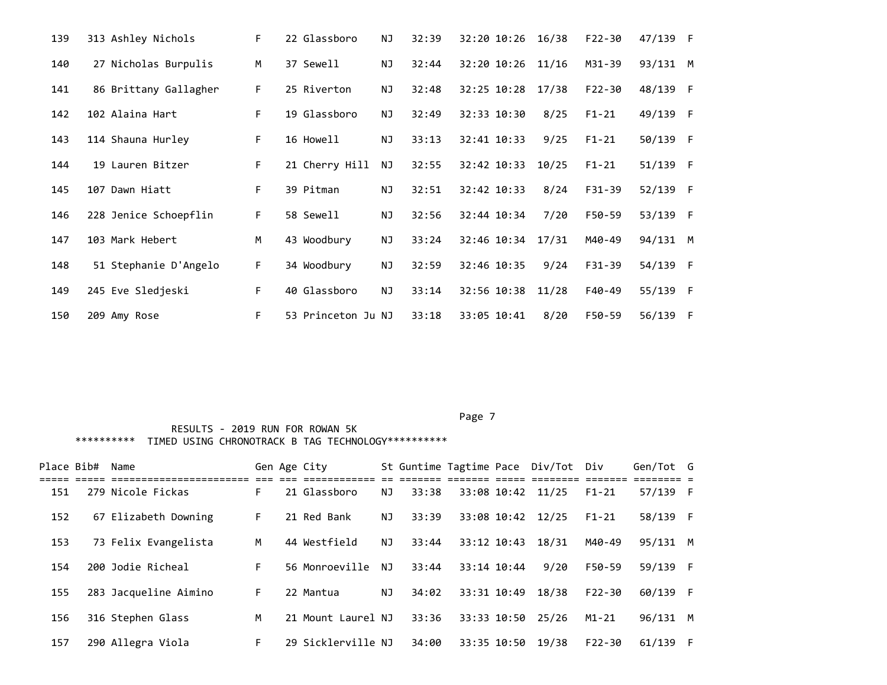| Place | Bib# | Name | Gen | Age | City | St | Guntime | Tagtime | Pace | Div/Tot | Div | Gen/Tot | G |
|---|---|---|---|---|---|---|---|---|---|---|---|---|---|
| 139 | 313 | Ashley Nichols | F | 22 | Glassboro | NJ | 32:39 | 32:20 | 10:26 | 16/38 | F22-30 | 47/139 | F |
| 140 | 27 | Nicholas Burpulis | M | 37 | Sewell | NJ | 32:44 | 32:20 | 10:26 | 11/16 | M31-39 | 93/131 | M |
| 141 | 86 | Brittany Gallagher | F | 25 | Riverton | NJ | 32:48 | 32:25 | 10:28 | 17/38 | F22-30 | 48/139 | F |
| 142 | 102 | Alaina Hart | F | 19 | Glassboro | NJ | 32:49 | 32:33 | 10:30 | 8/25 | F1-21 | 49/139 | F |
| 143 | 114 | Shauna Hurley | F | 16 | Howell | NJ | 33:13 | 32:41 | 10:33 | 9/25 | F1-21 | 50/139 | F |
| 144 | 19 | Lauren Bitzer | F | 21 | Cherry Hill | NJ | 32:55 | 32:42 | 10:33 | 10/25 | F1-21 | 51/139 | F |
| 145 | 107 | Dawn Hiatt | F | 39 | Pitman | NJ | 32:51 | 32:42 | 10:33 | 8/24 | F31-39 | 52/139 | F |
| 146 | 228 | Jenice Schoepflin | F | 58 | Sewell | NJ | 32:56 | 32:44 | 10:34 | 7/20 | F50-59 | 53/139 | F |
| 147 | 103 | Mark Hebert | M | 43 | Woodbury | NJ | 33:24 | 32:46 | 10:34 | 17/31 | M40-49 | 94/131 | M |
| 148 | 51 | Stephanie D'Angelo | F | 34 | Woodbury | NJ | 32:59 | 32:46 | 10:35 | 9/24 | F31-39 | 54/139 | F |
| 149 | 245 | Eve Sledjeski | F | 40 | Glassboro | NJ | 33:14 | 32:56 | 10:38 | 11/28 | F40-49 | 55/139 | F |
| 150 | 209 | Amy Rose | F | 53 | Princeton Ju | NJ | 33:18 | 33:05 | 10:41 | 8/20 | F50-59 | 56/139 | F |

RESULTS - 2019 RUN FOR ROWAN 5K

********** TIMED USING CHRONOTRACK B TAG TECHNOLOGY**********

| Place | Bib# | Name | Gen | Age | City | St | Guntime | Tagtime | Pace | Div/Tot | Div | Gen/Tot | G |
|---|---|---|---|---|---|---|---|---|---|---|---|---|---|
| 151 | 279 | Nicole Fickas | F | 21 | Glassboro | NJ | 33:38 | 33:08 | 10:42 | 11/25 | F1-21 | 57/139 | F |
| 152 | 67 | Elizabeth Downing | F | 21 | Red Bank | NJ | 33:39 | 33:08 | 10:42 | 12/25 | F1-21 | 58/139 | F |
| 153 | 73 | Felix Evangelista | M | 44 | Westfield | NJ | 33:44 | 33:12 | 10:43 | 18/31 | M40-49 | 95/131 | M |
| 154 | 200 | Jodie Richeal | F | 56 | Monroeville | NJ | 33:44 | 33:14 | 10:44 | 9/20 | F50-59 | 59/139 | F |
| 155 | 283 | Jacqueline Aimino | F | 22 | Mantua | NJ | 34:02 | 33:31 | 10:49 | 18/38 | F22-30 | 60/139 | F |
| 156 | 316 | Stephen Glass | M | 21 | Mount Laurel | NJ | 33:36 | 33:33 | 10:50 | 25/26 | M1-21 | 96/131 | M |
| 157 | 290 | Allegra Viola | F | 29 | Sicklerville | NJ | 34:00 | 33:35 | 10:50 | 19/38 | F22-30 | 61/139 | F |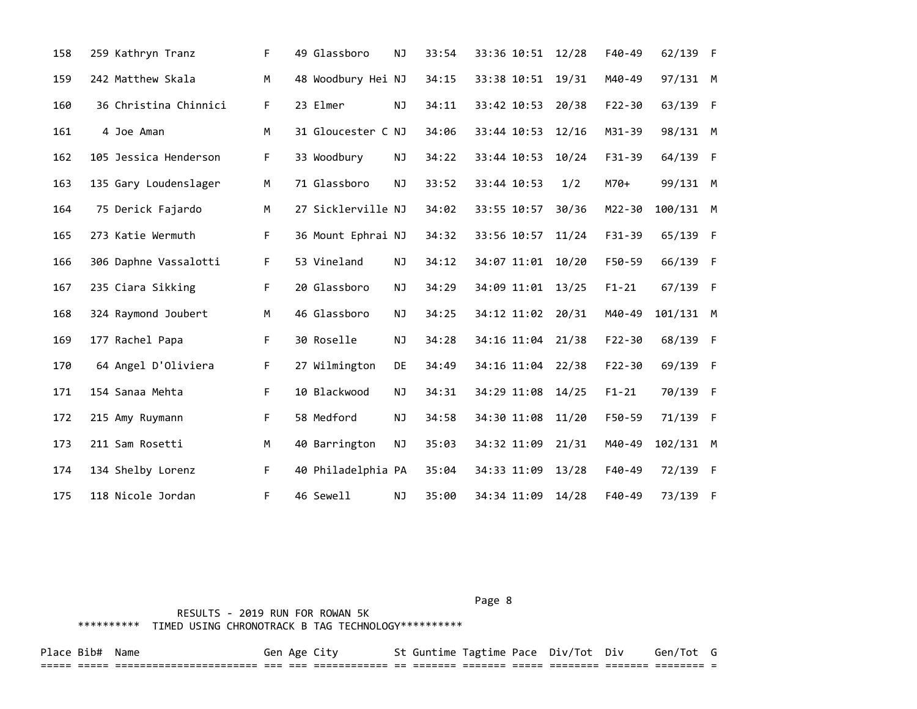| Place | Bib# | Name | Gen | Age | City | St | Guntime | Tagtime | Pace | Div/Tot | Div | Gen/Tot | G |
|---|---|---|---|---|---|---|---|---|---|---|---|---|---|
| 158 | 259 | Kathryn Tranz | F | 49 | Glassboro | NJ | 33:54 | 33:36 | 10:51 | 12/28 | F40-49 | 62/139 | F |
| 159 | 242 | Matthew Skala | M | 48 | Woodbury Hei | NJ | 34:15 | 33:38 | 10:51 | 19/31 | M40-49 | 97/131 | M |
| 160 | 36 | Christina Chinnici | F | 23 | Elmer | NJ | 34:11 | 33:42 | 10:53 | 20/38 | F22-30 | 63/139 | F |
| 161 | 4 | Joe Aman | M | 31 | Gloucester C | NJ | 34:06 | 33:44 | 10:53 | 12/16 | M31-39 | 98/131 | M |
| 162 | 105 | Jessica Henderson | F | 33 | Woodbury | NJ | 34:22 | 33:44 | 10:53 | 10/24 | F31-39 | 64/139 | F |
| 163 | 135 | Gary Loudenslager | M | 71 | Glassboro | NJ | 33:52 | 33:44 | 10:53 | 1/2 | M70+ | 99/131 | M |
| 164 | 75 | Derick Fajardo | M | 27 | Sicklerville | NJ | 34:02 | 33:55 | 10:57 | 30/36 | M22-30 | 100/131 | M |
| 165 | 273 | Katie Wermuth | F | 36 | Mount Ephrai | NJ | 34:32 | 33:56 | 10:57 | 11/24 | F31-39 | 65/139 | F |
| 166 | 306 | Daphne Vassalotti | F | 53 | Vineland | NJ | 34:12 | 34:07 | 11:01 | 10/20 | F50-59 | 66/139 | F |
| 167 | 235 | Ciara Sikking | F | 20 | Glassboro | NJ | 34:29 | 34:09 | 11:01 | 13/25 | F1-21 | 67/139 | F |
| 168 | 324 | Raymond Joubert | M | 46 | Glassboro | NJ | 34:25 | 34:12 | 11:02 | 20/31 | M40-49 | 101/131 | M |
| 169 | 177 | Rachel Papa | F | 30 | Roselle | NJ | 34:28 | 34:16 | 11:04 | 21/38 | F22-30 | 68/139 | F |
| 170 | 64 | Angel D'Oliviera | F | 27 | Wilmington | DE | 34:49 | 34:16 | 11:04 | 22/38 | F22-30 | 69/139 | F |
| 171 | 154 | Sanaa Mehta | F | 10 | Blackwood | NJ | 34:31 | 34:29 | 11:08 | 14/25 | F1-21 | 70/139 | F |
| 172 | 215 | Amy Ruymann | F | 58 | Medford | NJ | 34:58 | 34:30 | 11:08 | 11/20 | F50-59 | 71/139 | F |
| 173 | 211 | Sam Rosetti | M | 40 | Barrington | NJ | 35:03 | 34:32 | 11:09 | 21/31 | M40-49 | 102/131 | M |
| 174 | 134 | Shelby Lorenz | F | 40 | Philadelphia | PA | 35:04 | 34:33 | 11:09 | 13/28 | F40-49 | 72/139 | F |
| 175 | 118 | Nicole Jordan | F | 46 | Sewell | NJ | 35:00 | 34:34 | 11:09 | 14/28 | F40-49 | 73/139 | F |

RESULTS - 2019 RUN FOR ROWAN 5K

********** TIMED USING CHRONOTRACK B TAG TECHNOLOGY**********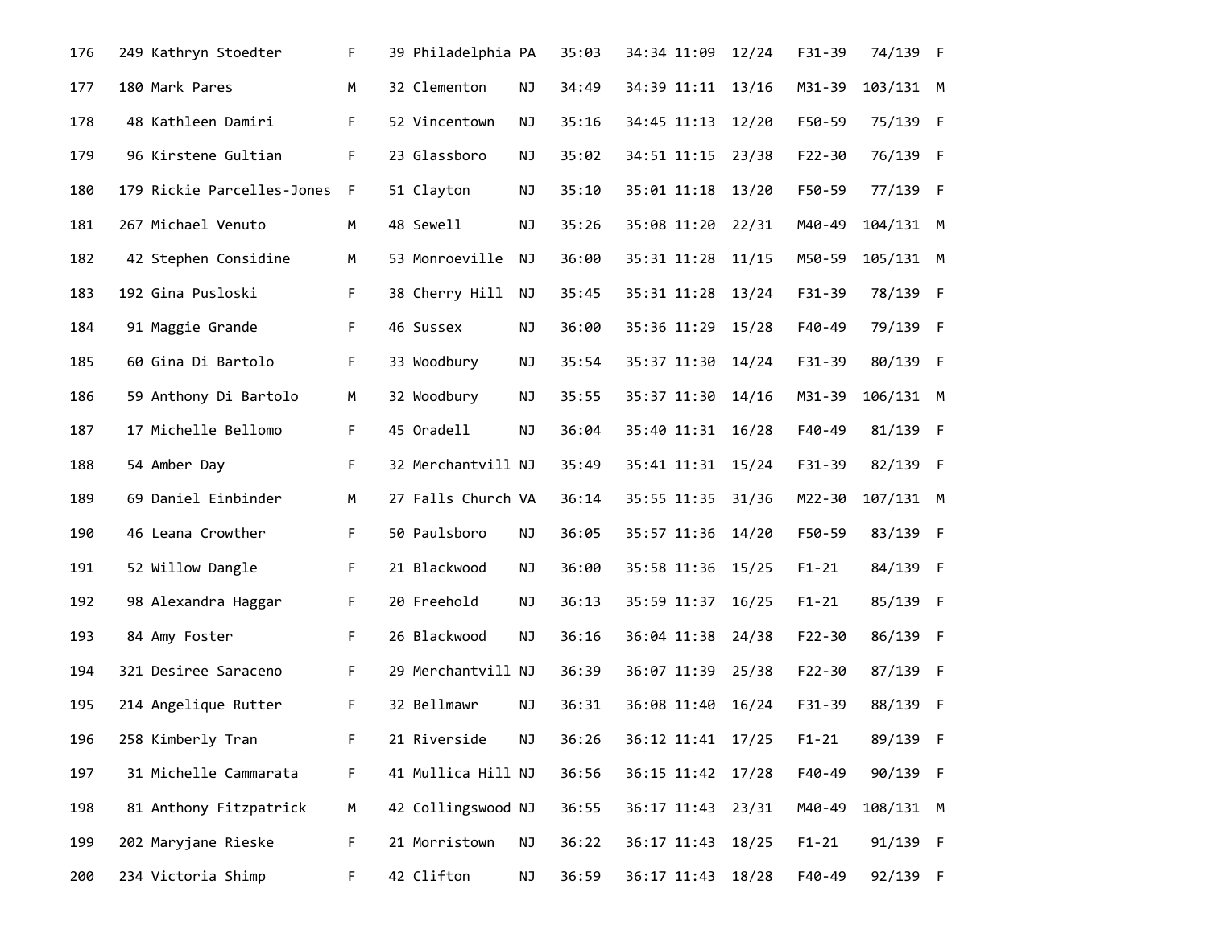| | | | | | | | | | | | | | |
|---|---|---|---|---|---|---|---|---|---|---|---|---|---|
| 176 | 249 | Kathryn Stoedter | F | 39 | Philadelphia | PA | 35:03 | 34:34 | 11:09 | 12/24 | F31-39 | 74/139 | F |
| 177 | 180 | Mark Pares | M | 32 | Clementon | NJ | 34:49 | 34:39 | 11:11 | 13/16 | M31-39 | 103/131 | M |
| 178 | 48 | Kathleen Damiri | F | 52 | Vincentown | NJ | 35:16 | 34:45 | 11:13 | 12/20 | F50-59 | 75/139 | F |
| 179 | 96 | Kirstene Gultian | F | 23 | Glassboro | NJ | 35:02 | 34:51 | 11:15 | 23/38 | F22-30 | 76/139 | F |
| 180 | 179 | Rickie Parcelles-Jones | F | 51 | Clayton | NJ | 35:10 | 35:01 | 11:18 | 13/20 | F50-59 | 77/139 | F |
| 181 | 267 | Michael Venuto | M | 48 | Sewell | NJ | 35:26 | 35:08 | 11:20 | 22/31 | M40-49 | 104/131 | M |
| 182 | 42 | Stephen Considine | M | 53 | Monroeville | NJ | 36:00 | 35:31 | 11:28 | 11/15 | M50-59 | 105/131 | M |
| 183 | 192 | Gina Pusloski | F | 38 | Cherry Hill | NJ | 35:45 | 35:31 | 11:28 | 13/24 | F31-39 | 78/139 | F |
| 184 | 91 | Maggie Grande | F | 46 | Sussex | NJ | 36:00 | 35:36 | 11:29 | 15/28 | F40-49 | 79/139 | F |
| 185 | 60 | Gina Di Bartolo | F | 33 | Woodbury | NJ | 35:54 | 35:37 | 11:30 | 14/24 | F31-39 | 80/139 | F |
| 186 | 59 | Anthony Di Bartolo | M | 32 | Woodbury | NJ | 35:55 | 35:37 | 11:30 | 14/16 | M31-39 | 106/131 | M |
| 187 | 17 | Michelle Bellomo | F | 45 | Oradell | NJ | 36:04 | 35:40 | 11:31 | 16/28 | F40-49 | 81/139 | F |
| 188 | 54 | Amber Day | F | 32 | Merchantvill | NJ | 35:49 | 35:41 | 11:31 | 15/24 | F31-39 | 82/139 | F |
| 189 | 69 | Daniel Einbinder | M | 27 | Falls Church | VA | 36:14 | 35:55 | 11:35 | 31/36 | M22-30 | 107/131 | M |
| 190 | 46 | Leana Crowther | F | 50 | Paulsboro | NJ | 36:05 | 35:57 | 11:36 | 14/20 | F50-59 | 83/139 | F |
| 191 | 52 | Willow Dangle | F | 21 | Blackwood | NJ | 36:00 | 35:58 | 11:36 | 15/25 | F1-21 | 84/139 | F |
| 192 | 98 | Alexandra Haggar | F | 20 | Freehold | NJ | 36:13 | 35:59 | 11:37 | 16/25 | F1-21 | 85/139 | F |
| 193 | 84 | Amy Foster | F | 26 | Blackwood | NJ | 36:16 | 36:04 | 11:38 | 24/38 | F22-30 | 86/139 | F |
| 194 | 321 | Desiree Saraceno | F | 29 | Merchantvill | NJ | 36:39 | 36:07 | 11:39 | 25/38 | F22-30 | 87/139 | F |
| 195 | 214 | Angelique Rutter | F | 32 | Bellmawr | NJ | 36:31 | 36:08 | 11:40 | 16/24 | F31-39 | 88/139 | F |
| 196 | 258 | Kimberly Tran | F | 21 | Riverside | NJ | 36:26 | 36:12 | 11:41 | 17/25 | F1-21 | 89/139 | F |
| 197 | 31 | Michelle Cammarata | F | 41 | Mullica Hill | NJ | 36:56 | 36:15 | 11:42 | 17/28 | F40-49 | 90/139 | F |
| 198 | 81 | Anthony Fitzpatrick | M | 42 | Collingswood | NJ | 36:55 | 36:17 | 11:43 | 23/31 | M40-49 | 108/131 | M |
| 199 | 202 | Maryjane Rieske | F | 21 | Morristown | NJ | 36:22 | 36:17 | 11:43 | 18/25 | F1-21 | 91/139 | F |
| 200 | 234 | Victoria Shimp | F | 42 | Clifton | NJ | 36:59 | 36:17 | 11:43 | 18/28 | F40-49 | 92/139 | F |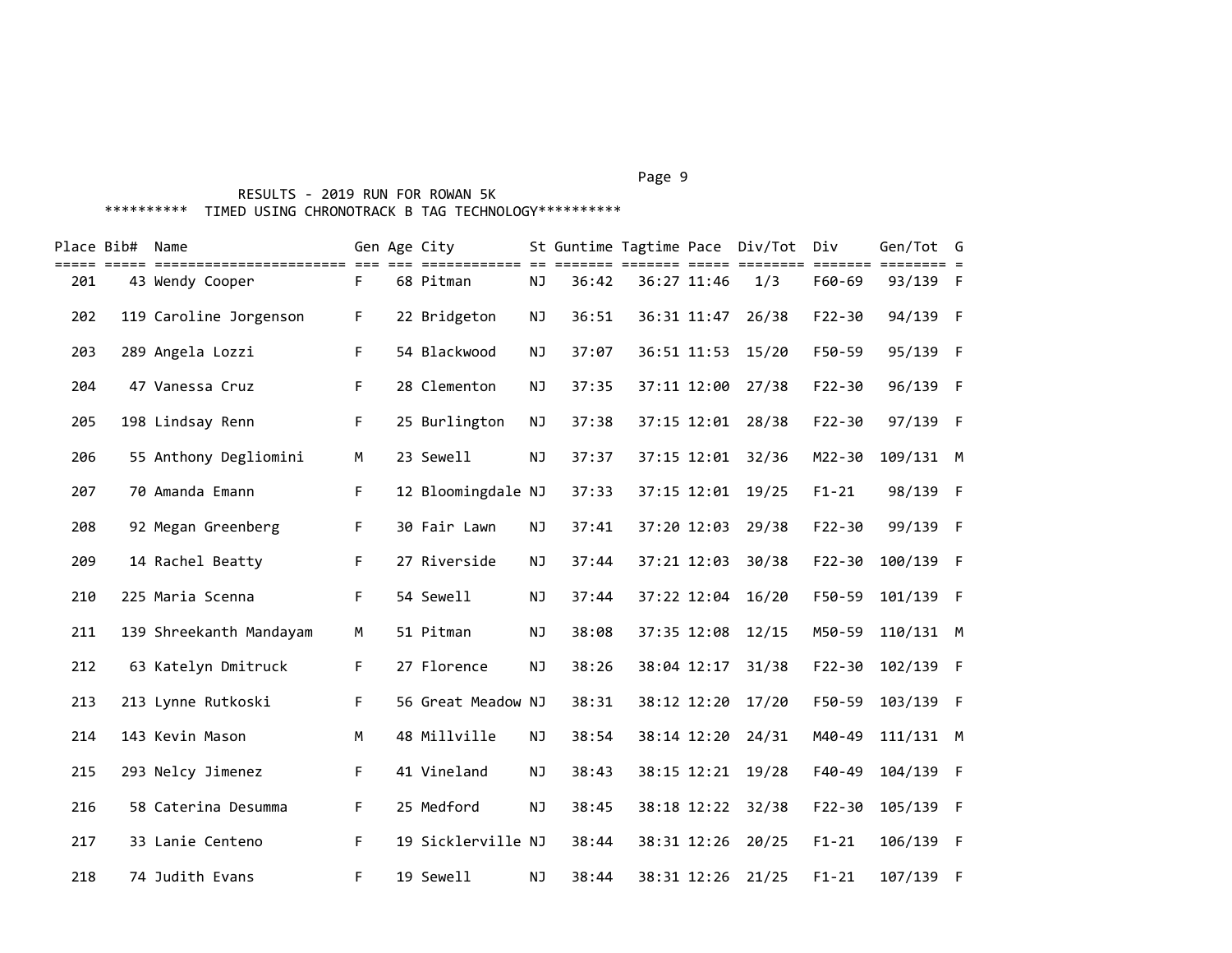RESULTS - 2019 RUN FOR ROWAN 5K

********** TIMED USING CHRONOTRACK B TAG TECHNOLOGY**********

| Place | Bib# | Name | Gen | Age | City | St | Guntime | Tagtime | Pace | Div/Tot | Div | Gen/Tot | G |
|---|---|---|---|---|---|---|---|---|---|---|---|---|---|
| 201 | 43 | Wendy Cooper | F | 68 | Pitman | NJ | 36:42 | 36:27 | 11:46 | 1/3 | F60-69 | 93/139 | F |
| 202 | 119 | Caroline Jorgenson | F | 22 | Bridgeton | NJ | 36:51 | 36:31 | 11:47 | 26/38 | F22-30 | 94/139 | F |
| 203 | 289 | Angela Lozzi | F | 54 | Blackwood | NJ | 37:07 | 36:51 | 11:53 | 15/20 | F50-59 | 95/139 | F |
| 204 | 47 | Vanessa Cruz | F | 28 | Clementon | NJ | 37:35 | 37:11 | 12:00 | 27/38 | F22-30 | 96/139 | F |
| 205 | 198 | Lindsay Renn | F | 25 | Burlington | NJ | 37:38 | 37:15 | 12:01 | 28/38 | F22-30 | 97/139 | F |
| 206 | 55 | Anthony Degliomini | M | 23 | Sewell | NJ | 37:37 | 37:15 | 12:01 | 32/36 | M22-30 | 109/131 | M |
| 207 | 70 | Amanda Emann | F | 12 | Bloomingdale | NJ | 37:33 | 37:15 | 12:01 | 19/25 | F1-21 | 98/139 | F |
| 208 | 92 | Megan Greenberg | F | 30 | Fair Lawn | NJ | 37:41 | 37:20 | 12:03 | 29/38 | F22-30 | 99/139 | F |
| 209 | 14 | Rachel Beatty | F | 27 | Riverside | NJ | 37:44 | 37:21 | 12:03 | 30/38 | F22-30 | 100/139 | F |
| 210 | 225 | Maria Scenna | F | 54 | Sewell | NJ | 37:44 | 37:22 | 12:04 | 16/20 | F50-59 | 101/139 | F |
| 211 | 139 | Shreekanth Mandayam | M | 51 | Pitman | NJ | 38:08 | 37:35 | 12:08 | 12/15 | M50-59 | 110/131 | M |
| 212 | 63 | Katelyn Dmitruck | F | 27 | Florence | NJ | 38:26 | 38:04 | 12:17 | 31/38 | F22-30 | 102/139 | F |
| 213 | 213 | Lynne Rutkoski | F | 56 | Great Meadow | NJ | 38:31 | 38:12 | 12:20 | 17/20 | F50-59 | 103/139 | F |
| 214 | 143 | Kevin Mason | M | 48 | Millville | NJ | 38:54 | 38:14 | 12:20 | 24/31 | M40-49 | 111/131 | M |
| 215 | 293 | Nelcy Jimenez | F | 41 | Vineland | NJ | 38:43 | 38:15 | 12:21 | 19/28 | F40-49 | 104/139 | F |
| 216 | 58 | Caterina Desumma | F | 25 | Medford | NJ | 38:45 | 38:18 | 12:22 | 32/38 | F22-30 | 105/139 | F |
| 217 | 33 | Lanie Centeno | F | 19 | Sicklerville | NJ | 38:44 | 38:31 | 12:26 | 20/25 | F1-21 | 106/139 | F |
| 218 | 74 | Judith Evans | F | 19 | Sewell | NJ | 38:44 | 38:31 | 12:26 | 21/25 | F1-21 | 107/139 | F |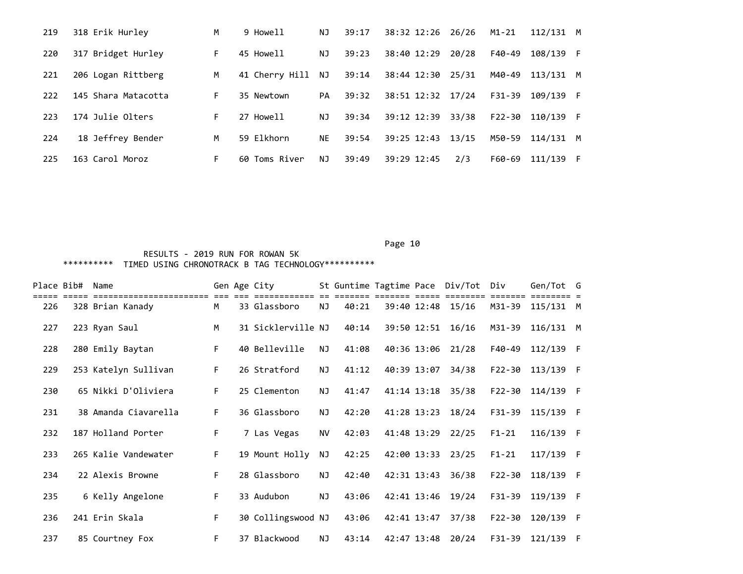| Place | Bib# | Name | Gen | Age | City | St | Guntime | Tagtime | Pace | Div/Tot | Div | Gen/Tot | G |
|---|---|---|---|---|---|---|---|---|---|---|---|---|---|
| 219 | 318 | Erik Hurley | M | 9 | Howell | NJ | 39:17 | 38:32 | 12:26 | 26/26 | M1-21 | 112/131 | M |
| 220 | 317 | Bridget Hurley | F | 45 | Howell | NJ | 39:23 | 38:40 | 12:29 | 20/28 | F40-49 | 108/139 | F |
| 221 | 206 | Logan Rittberg | M | 41 | Cherry Hill | NJ | 39:14 | 38:44 | 12:30 | 25/31 | M40-49 | 113/131 | M |
| 222 | 145 | Shara Matacotta | F | 35 | Newtown | PA | 39:32 | 38:51 | 12:32 | 17/24 | F31-39 | 109/139 | F |
| 223 | 174 | Julie Olters | F | 27 | Howell | NJ | 39:34 | 39:12 | 12:39 | 33/38 | F22-30 | 110/139 | F |
| 224 | 18 | Jeffrey Bender | M | 59 | Elkhorn | NE | 39:54 | 39:25 | 12:43 | 13/15 | M50-59 | 114/131 | M |
| 225 | 163 | Carol Moroz | F | 60 | Toms River | NJ | 39:49 | 39:29 | 12:45 | 2/3 | F60-69 | 111/139 | F |

RESULTS - 2019 RUN FOR ROWAN 5K

********** TIMED USING CHRONOTRACK B TAG TECHNOLOGY**********

| Place | Bib# | Name | Gen | Age | City | St | Guntime | Tagtime | Pace | Div/Tot | Div | Gen/Tot | G |
|---|---|---|---|---|---|---|---|---|---|---|---|---|---|
| 226 | 328 | Brian Kanady | M | 33 | Glassboro | NJ | 40:21 | 39:40 | 12:48 | 15/16 | M31-39 | 115/131 | M |
| 227 | 223 | Ryan Saul | M | 31 | Sicklerville | NJ | 40:14 | 39:50 | 12:51 | 16/16 | M31-39 | 116/131 | M |
| 228 | 280 | Emily Baytan | F | 40 | Belleville | NJ | 41:08 | 40:36 | 13:06 | 21/28 | F40-49 | 112/139 | F |
| 229 | 253 | Katelyn Sullivan | F | 26 | Stratford | NJ | 41:12 | 40:39 | 13:07 | 34/38 | F22-30 | 113/139 | F |
| 230 | 65 | Nikki D'Oliviera | F | 25 | Clementon | NJ | 41:47 | 41:14 | 13:18 | 35/38 | F22-30 | 114/139 | F |
| 231 | 38 | Amanda Ciavarella | F | 36 | Glassboro | NJ | 42:20 | 41:28 | 13:23 | 18/24 | F31-39 | 115/139 | F |
| 232 | 187 | Holland Porter | F | 7 | Las Vegas | NV | 42:03 | 41:48 | 13:29 | 22/25 | F1-21 | 116/139 | F |
| 233 | 265 | Kalie Vandewater | F | 19 | Mount Holly | NJ | 42:25 | 42:00 | 13:33 | 23/25 | F1-21 | 117/139 | F |
| 234 | 22 | Alexis Browne | F | 28 | Glassboro | NJ | 42:40 | 42:31 | 13:43 | 36/38 | F22-30 | 118/139 | F |
| 235 | 6 | Kelly Angelone | F | 33 | Audubon | NJ | 43:06 | 42:41 | 13:46 | 19/24 | F31-39 | 119/139 | F |
| 236 | 241 | Erin Skala | F | 30 | Collingswood | NJ | 43:06 | 42:41 | 13:47 | 37/38 | F22-30 | 120/139 | F |
| 237 | 85 | Courtney Fox | F | 37 | Blackwood | NJ | 43:14 | 42:47 | 13:48 | 20/24 | F31-39 | 121/139 | F |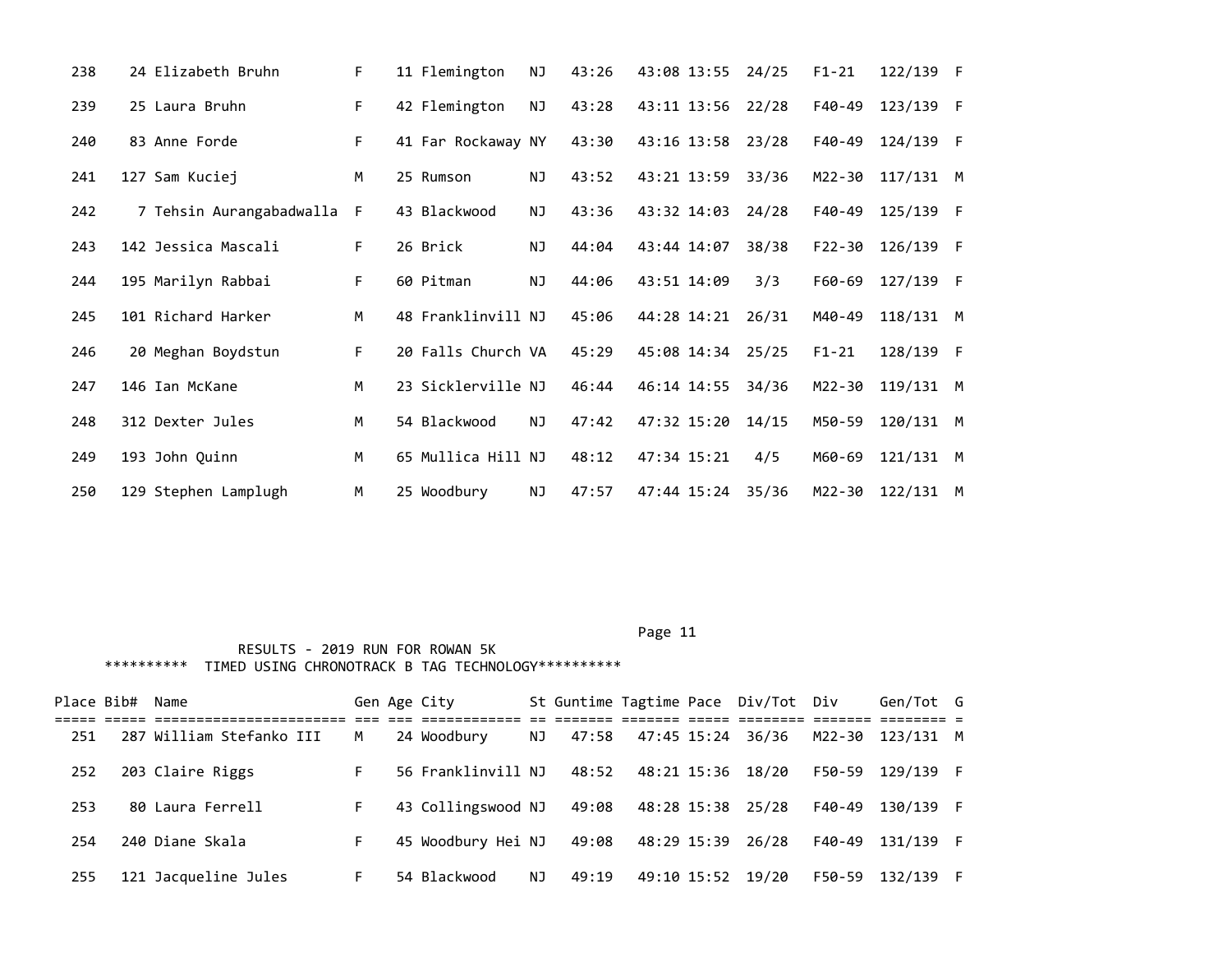| Place | Bib# | Name | Gen | Age | City | St | Guntime | Tagtime | Pace | Div/Tot | Div | Gen/Tot | G |
|---|---|---|---|---|---|---|---|---|---|---|---|---|---|
| 238 | 24 | Elizabeth Bruhn | F | 11 | Flemington | NJ | 43:26 | 43:08 | 13:55 | 24/25 | F1-21 | 122/139 | F |
| 239 | 25 | Laura Bruhn | F | 42 | Flemington | NJ | 43:28 | 43:11 | 13:56 | 22/28 | F40-49 | 123/139 | F |
| 240 | 83 | Anne Forde | F | 41 | Far Rockaway | NY | 43:30 | 43:16 | 13:58 | 23/28 | F40-49 | 124/139 | F |
| 241 | 127 | Sam Kuciej | M | 25 | Rumson | NJ | 43:52 | 43:21 | 13:59 | 33/36 | M22-30 | 117/131 | M |
| 242 | 7 | Tehsin Aurangabadwalla | F | 43 | Blackwood | NJ | 43:36 | 43:32 | 14:03 | 24/28 | F40-49 | 125/139 | F |
| 243 | 142 | Jessica Mascali | F | 26 | Brick | NJ | 44:04 | 43:44 | 14:07 | 38/38 | F22-30 | 126/139 | F |
| 244 | 195 | Marilyn Rabbai | F | 60 | Pitman | NJ | 44:06 | 43:51 | 14:09 | 3/3 | F60-69 | 127/139 | F |
| 245 | 101 | Richard Harker | M | 48 | Franklinvill | NJ | 45:06 | 44:28 | 14:21 | 26/31 | M40-49 | 118/131 | M |
| 246 | 20 | Meghan Boydstun | F | 20 | Falls Church | VA | 45:29 | 45:08 | 14:34 | 25/25 | F1-21 | 128/139 | F |
| 247 | 146 | Ian McKane | M | 23 | Sicklerville | NJ | 46:44 | 46:14 | 14:55 | 34/36 | M22-30 | 119/131 | M |
| 248 | 312 | Dexter Jules | M | 54 | Blackwood | NJ | 47:42 | 47:32 | 15:20 | 14/15 | M50-59 | 120/131 | M |
| 249 | 193 | John Quinn | M | 65 | Mullica Hill | NJ | 48:12 | 47:34 | 15:21 | 4/5 | M60-69 | 121/131 | M |
| 250 | 129 | Stephen Lamplugh | M | 25 | Woodbury | NJ | 47:57 | 47:44 | 15:24 | 35/36 | M22-30 | 122/131 | M |

RESULTS - 2019 RUN FOR ROWAN 5K

********** TIMED USING CHRONOTRACK B TAG TECHNOLOGY**********

| Place | Bib# | Name | Gen | Age | City | St | Guntime | Tagtime | Pace | Div/Tot | Div | Gen/Tot | G |
|---|---|---|---|---|---|---|---|---|---|---|---|---|---|
| 251 | 287 | William Stefanko III | M | 24 | Woodbury | NJ | 47:58 | 47:45 | 15:24 | 36/36 | M22-30 | 123/131 | M |
| 252 | 203 | Claire Riggs | F | 56 | Franklinvill | NJ | 48:52 | 48:21 | 15:36 | 18/20 | F50-59 | 129/139 | F |
| 253 | 80 | Laura Ferrell | F | 43 | Collingswood | NJ | 49:08 | 48:28 | 15:38 | 25/28 | F40-49 | 130/139 | F |
| 254 | 240 | Diane Skala | F | 45 | Woodbury Hei | NJ | 49:08 | 48:29 | 15:39 | 26/28 | F40-49 | 131/139 | F |
| 255 | 121 | Jacqueline Jules | F | 54 | Blackwood | NJ | 49:19 | 49:10 | 15:52 | 19/20 | F50-59 | 132/139 | F |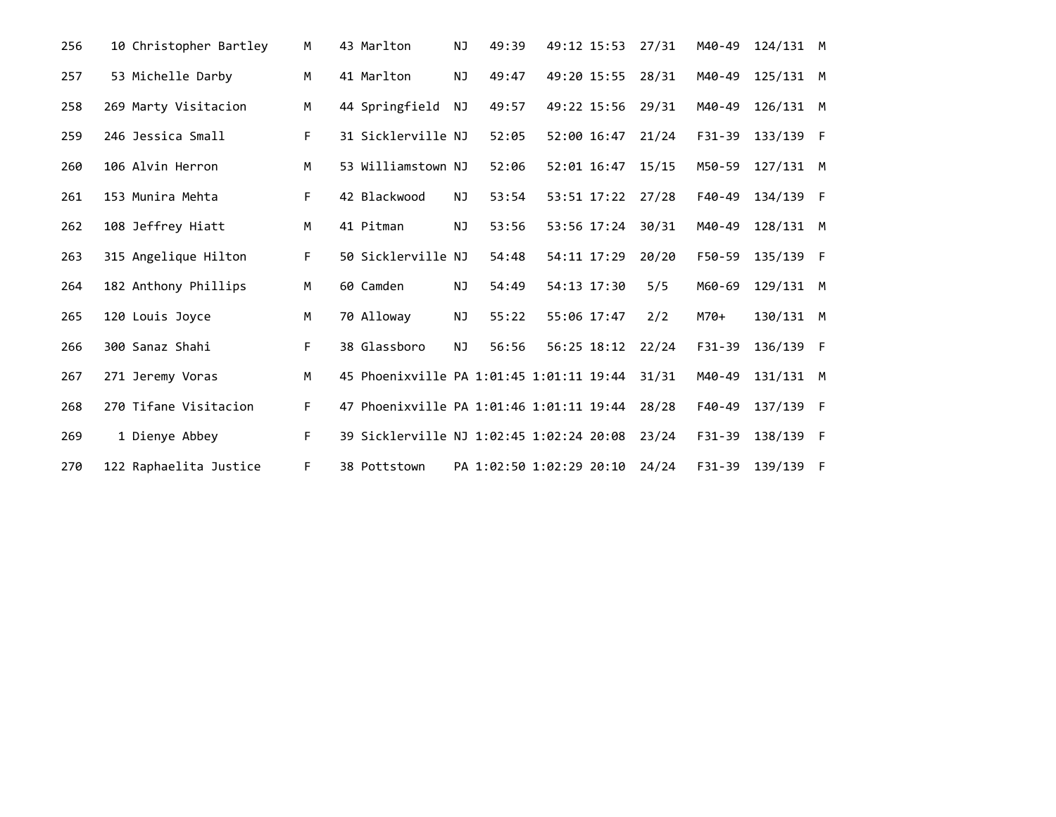| | | | | | | | | | | | | | |
|---|---|---|---|---|---|---|---|---|---|---|---|---|---|
| 256 | 10 | Christopher Bartley | M | 43 | Marlton | NJ | 49:39 | 49:12 | 15:53 | 27/31 | M40-49 | 124/131 | M |
| 257 | 53 | Michelle Darby | M | 41 | Marlton | NJ | 49:47 | 49:20 | 15:55 | 28/31 | M40-49 | 125/131 | M |
| 258 | 269 | Marty Visitacion | M | 44 | Springfield | NJ | 49:57 | 49:22 | 15:56 | 29/31 | M40-49 | 126/131 | M |
| 259 | 246 | Jessica Small | F | 31 | Sicklerville | NJ | 52:05 | 52:00 | 16:47 | 21/24 | F31-39 | 133/139 | F |
| 260 | 106 | Alvin Herron | M | 53 | Williamstown | NJ | 52:06 | 52:01 | 16:47 | 15/15 | M50-59 | 127/131 | M |
| 261 | 153 | Munira Mehta | F | 42 | Blackwood | NJ | 53:54 | 53:51 | 17:22 | 27/28 | F40-49 | 134/139 | F |
| 262 | 108 | Jeffrey Hiatt | M | 41 | Pitman | NJ | 53:56 | 53:56 | 17:24 | 30/31 | M40-49 | 128/131 | M |
| 263 | 315 | Angelique Hilton | F | 50 | Sicklerville | NJ | 54:48 | 54:11 | 17:29 | 20/20 | F50-59 | 135/139 | F |
| 264 | 182 | Anthony Phillips | M | 60 | Camden | NJ | 54:49 | 54:13 | 17:30 | 5/5 | M60-69 | 129/131 | M |
| 265 | 120 | Louis Joyce | M | 70 | Alloway | NJ | 55:22 | 55:06 | 17:47 | 2/2 | M70+ | 130/131 | M |
| 266 | 300 | Sanaz Shahi | F | 38 | Glassboro | NJ | 56:56 | 56:25 | 18:12 | 22/24 | F31-39 | 136/139 | F |
| 267 | 271 | Jeremy Voras | M | 45 | Phoenixville | PA | 1:01:45 | 1:01:11 | 19:44 | 31/31 | M40-49 | 131/131 | M |
| 268 | 270 | Tifane Visitacion | F | 47 | Phoenixville | PA | 1:01:46 | 1:01:11 | 19:44 | 28/28 | F40-49 | 137/139 | F |
| 269 | 1 | Dienye Abbey | F | 39 | Sicklerville | NJ | 1:02:45 | 1:02:24 | 20:08 | 23/24 | F31-39 | 138/139 | F |
| 270 | 122 | Raphaelita Justice | F | 38 | Pottstown | PA | 1:02:50 | 1:02:29 | 20:10 | 24/24 | F31-39 | 139/139 | F |